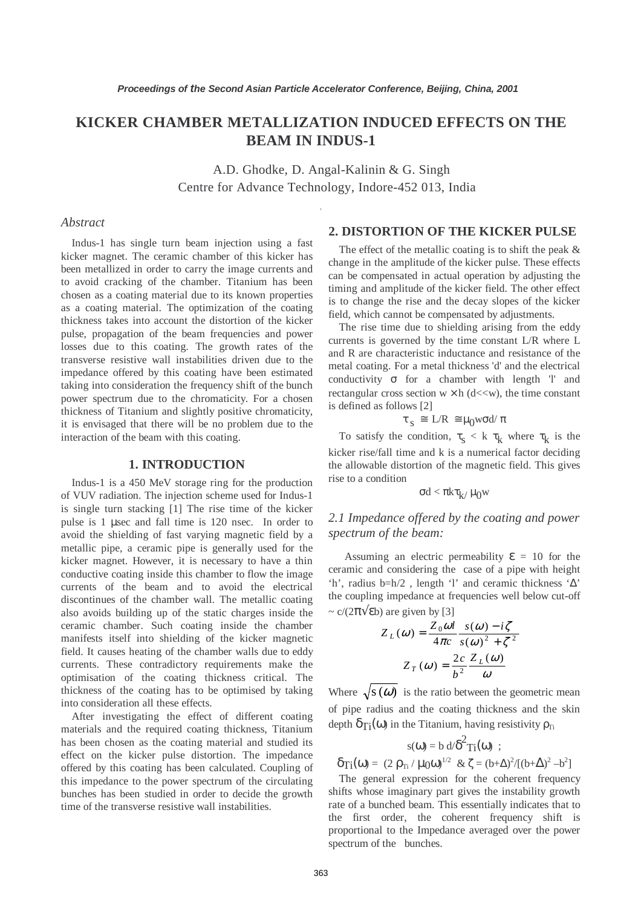# KICKER CHAMBER METALLIZATION INDUCED EFFECTS ON THE BEAM IN INDUS-1

A.D. Ghodke, D. Angal-Kalinin & G. Singh
Centre for Advance Technology, Indore-452 013, India

### *Abstract*

Indus-1 has single turn beam injection using a fast kicker magnet. The ceramic chamber of this kicker has been metallized in order to carry the image currents and to avoid cracking of the chamber. Titanium has been chosen as a coating material due to its known properties as a coating material. The optimization of the coating thickness takes into account the distortion of the kicker pulse, propagation of the beam frequencies and power losses due to this coating. The growth rates of the transverse resistive wall instabilities driven due to the impedance offered by this coating have been estimated taking into consideration the frequency shift of the bunch power spectrum due to the chromaticity. For a chosen thickness of Titanium and slightly positive chromaticity, it is envisaged that there will be no problem due to the interaction of the beam with this coating.

## 1. INTRODUCTION

Indus-1 is a 450 MeV storage ring for the production of VUV radiation. The injection scheme used for Indus-1 is single turn stacking [1] The rise time of the kicker pulse is 1 μsec and fall time is 120 nsec. In order to avoid the shielding of fast varying magnetic field by a metallic pipe, a ceramic pipe is generally used for the kicker magnet. However, it is necessary to have a thin conductive coating inside this chamber to flow the image currents of the beam and to avoid the electrical discontinues of the chamber wall. The metallic coating also avoids building up of the static charges inside the ceramic chamber. Such coating inside the chamber manifests itself into shielding of the kicker magnetic field. It causes heating of the chamber walls due to eddy currents. These contradictory requirements make the optimisation of the coating thickness critical. The thickness of the coating has to be optimised by taking into consideration all these effects.

After investigating the effect of different coating materials and the required coating thickness, Titanium has been chosen as the coating material and studied its effect on the kicker pulse distortion. The impedance offered by this coating has been calculated. Coupling of this impedance to the power spectrum of the circulating bunches has been studied in order to decide the growth time of the transverse resistive wall instabilities.

## 2. DISTORTION OF THE KICKER PULSE

The effect of the metallic coating is to shift the peak & change in the amplitude of the kicker pulse. These effects can be compensated in actual operation by adjusting the timing and amplitude of the kicker field. The other effect is to change the rise and the decay slopes of the kicker field, which cannot be compensated by adjustments.

The rise time due to shielding arising from the eddy currents is governed by the time constant L/R where L and R are characteristic inductance and resistance of the metal coating. For a metal thickness 'd' and the electrical conductivity $\sigma$ for a chamber with length 'l' and rectangular cross section $w \times h$ ($d \ll w$), the time constant is defined as follows [2]

$$\tau_s \cong L/R \cong \mu_0 w \sigma d / \pi$$

To satisfy the condition, $\tau_s < k\, \tau_k$ where $\tau_k$ is the kicker rise/fall time and k is a numerical factor deciding the allowable distortion of the magnetic field. This gives rise to a condition

$$\sigma d < \pi k \tau_k / \mu_0 w$$

### *2.1 Impedance offered by the coating and power spectrum of the beam:*

Assuming an electric permeability $\varepsilon = 10$ for the ceramic and considering the case of a pipe with height 'h', radius b=h/2 , length 'l' and ceramic thickness '$\Delta$' the coupling impedance at frequencies well below cut-off $\sim c/(2\pi\sqrt{\varepsilon} b)$ are given by [3]

$$Z_L(\omega) = \frac{Z_0 \omega l}{4\pi c} \frac{s(\omega) - i\zeta}{s(\omega)^2 + \zeta^2}$$

$$Z_T(\omega) = \frac{2c}{b^2} \frac{Z_L(\omega)}{\omega}$$

Where $\sqrt{s(\omega)}$ is the ratio between the geometric mean of pipe radius and the coating thickness and the skin depth $\delta_{Ti}(\omega)$ in the Titanium, having resistivity $\rho_{Ti}$

$$s(\omega) = b\, d / \delta^2_{Ti}(\omega) \;;$$

$$\delta_{Ti}(\omega) = (2\, \rho_{Ti} / \mu_0 \omega)^{1/2} \;\; \& \;\; \zeta = (b+\Delta)^2 / [(b+\Delta)^2 - b^2]$$

The general expression for the coherent frequency shifts whose imaginary part gives the instability growth rate of a bunched beam. This essentially indicates that to the first order, the coherent frequency shift is proportional to the Impedance averaged over the power spectrum of the bunches.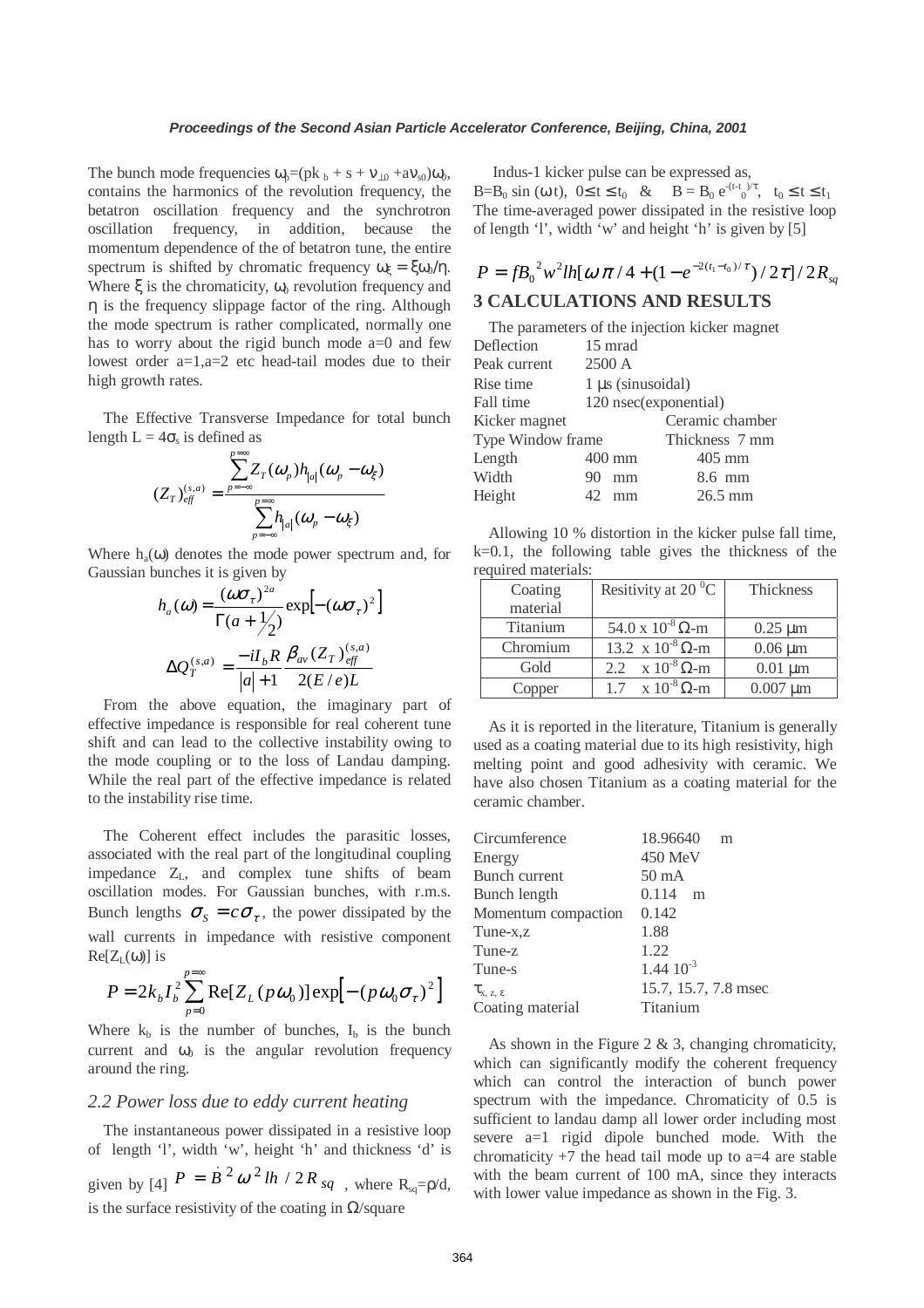The bunch mode frequencies $\omega_p=(pk_b + s + \nu_{\perp 0} + a\nu_{s0})\omega_0$, contains the harmonics of the revolution frequency, the betatron oscillation frequency and the synchrotron oscillation frequency, in addition, because the momentum dependence of the of betatron tune, the entire spectrum is shifted by chromatic frequency $\omega_\xi = \xi\omega_0/\eta$. Where $\xi$ is the chromaticity, $\omega_0$ revolution frequency and $\eta$ is the frequency slippage factor of the ring. Although the mode spectrum is rather complicated, normally one has to worry about the rigid bunch mode a=0 and few lowest order a=1,a=2 etc head-tail modes due to their high growth rates.

The Effective Transverse Impedance for total bunch length $L = 4\sigma_s$ is defined as

$$(Z_T)_{eff}^{(s,a)} = \frac{\sum_{p=-\infty}^{p=\infty} Z_T(\omega_p) h_{|a|}(\omega_p - \omega_\xi)}{\sum_{p=-\infty}^{p=\infty} h_{|a|}(\omega_p - \omega_\xi)}$$

Where $h_a(\omega)$ denotes the mode power spectrum and, for Gaussian bunches it is given by

$$h_a(\omega) = \frac{(\omega\sigma_\tau)^{2a}}{\Gamma(a + 1/2)} \exp\left[-(\omega\sigma_\tau)^2\right]$$

$$\Delta Q_T^{(s,a)} = \frac{-iI_b R}{|a|+1} \frac{\beta_{av}(Z_T)_{eff}^{(s,a)}}{2(E/e)L}$$

From the above equation, the imaginary part of effective impedance is responsible for real coherent tune shift and can lead to the collective instability owing to the mode coupling or to the loss of Landau damping. While the real part of the effective impedance is related to the instability rise time.

The Coherent effect includes the parasitic losses, associated with the real part of the longitudinal coupling impedance $Z_L$, and complex tune shifts of beam oscillation modes. For Gaussian bunches, with r.m.s. Bunch lengths $\sigma_S = c\sigma_\tau$, the power dissipated by the wall currents in impedance with resistive component $\mathrm{Re}[Z_L(\omega)]$ is

$$P = 2k_b I_b^2 \sum_{p=0}^{p=\infty} \mathrm{Re}[Z_L(p\omega_0)] \exp\left[-(p\omega_0\sigma_\tau)^2\right]$$

Where $k_b$ is the number of bunches, $I_b$ is the bunch current and $\omega_0$ is the angular revolution frequency around the ring.

### *2.2 Power loss due to eddy current heating*

The instantaneous power dissipated in a resistive loop of length 'l', width 'w', height 'h' and thickness 'd' is given by [4] $P = \dot{B}^2 \omega^2 lh / 2R_{sq}$ , where $R_{sq}=\rho/d$, is the surface resistivity of the coating in $\Omega$/square

Indus-1 kicker pulse can be expressed as,

$B=B_0 \sin(\omega t)$, $0 \le t \le t_0$ & $B = B_0 e^{-(t-t_0)/\tau}$, $t_0 \le t \le t_1$

The time-averaged power dissipated in the resistive loop of length 'l', width 'w' and height 'h' is given by [5]

$$P = fB_0^2 w^2 lh[\omega\pi/4 + (1 - e^{-2(t_1-t_0)/\tau})/2\tau]/2R_{sq}$$

## 3 CALCULATIONS AND RESULTS

The parameters of the injection kicker magnet

| | | |
|---|---|---|
| Deflection | 15 mrad | |
| Peak current | 2500 A | |
| Rise time | 1 μs (sinusoidal) | |
| Fall time | 120 nsec(exponential) | |
| Kicker magnet | | Ceramic chamber |
| Type Window frame | | Thickness 7 mm |
| Length | 400 mm | 405 mm |
| Width | 90 mm | 8.6 mm |
| Height | 42 mm | 26.5 mm |

Allowing 10 % distortion in the kicker pulse fall time, k=0.1, the following table gives the thickness of the required materials:

| Coating material | Resitivity at 20 $^0$C | Thickness |
|---|---|---|
| Titanium | 54.0 x $10^{-8}$ $\Omega$-m | 0.25 μm |
| Chromium | 13.2 x $10^{-8}$ $\Omega$-m | 0.06 μm |
| Gold | 2.2 x $10^{-8}$ $\Omega$-m | 0.01 μm |
| Copper | 1.7 x $10^{-8}$ $\Omega$-m | 0.007 μm |

As it is reported in the literature, Titanium is generally used as a coating material due to its high resistivity, high melting point and good adhesivity with ceramic. We have also chosen Titanium as a coating material for the ceramic chamber.

| | |
|---|---|
| Circumference | 18.96640 m |
| Energy | 450 MeV |
| Bunch current | 50 mA |
| Bunch length | 0.114 m |
| Momentum compaction | 0.142 |
| Tune-x,z | 1.88 |
| Tune-z | 1.22 |
| Tune-s | 1.44 $10^{-3}$ |
| $\tau_{x,z,\varepsilon}$ | 15.7, 15.7, 7.8 msec |
| Coating material | Titanium |

As shown in the Figure 2 & 3, changing chromaticity, which can significantly modify the coherent frequency which can control the interaction of bunch power spectrum with the impedance. Chromaticity of 0.5 is sufficient to landau damp all lower order including most severe a=1 rigid dipole bunched mode. With the chromaticity +7 the head tail mode up to a=4 are stable with the beam current of 100 mA, since they interacts with lower value impedance as shown in the Fig. 3.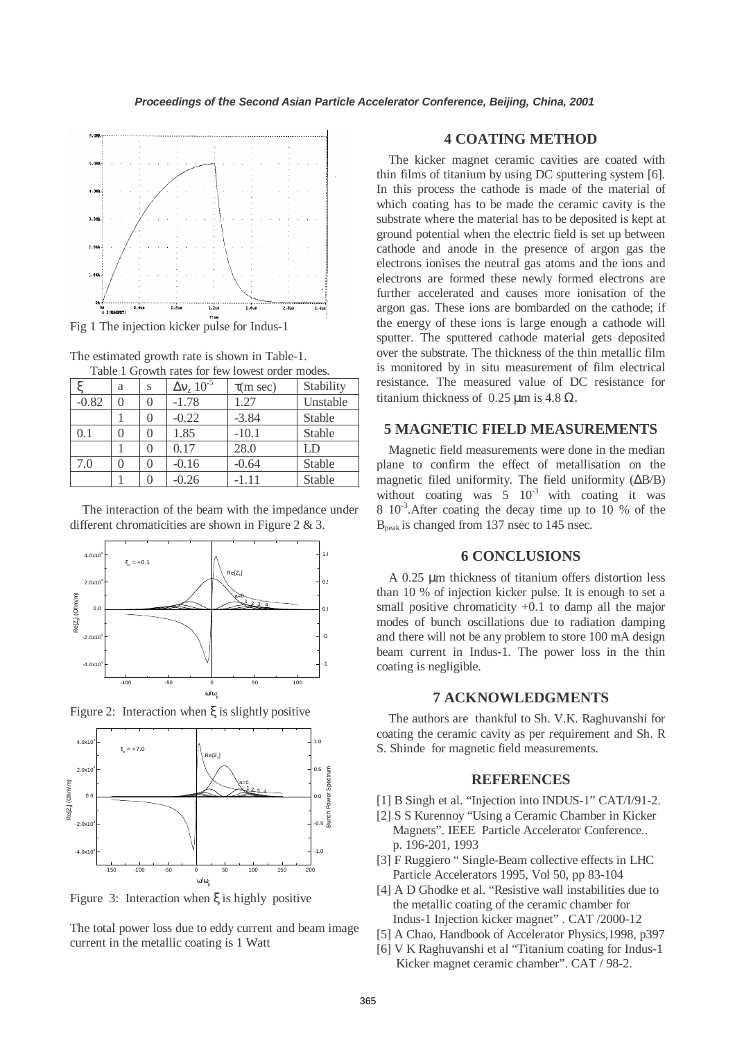6.0A
5.0A
4.0A
3.0A
2.0A
1.0A
0A
0s 0.4us 0.8us 1.2us 1.6us 2.0us 2.4us
o I(MAGNET)
Time

Fig 1 The injection kicker pulse for Indus-1

The estimated growth rate is shown in Table-1.

Table 1 Growth rates for few lowest order modes.

| $\xi$ | a | s | $\Delta\nu_z\ 10^{-5}$ | $\tau$(m sec) | Stability |
|---|---|---|---|---|---|
| -0.82 | 0 | 0 | -1.78 | 1.27 | Unstable |
| | 1 | 0 | -0.22 | -3.84 | Stable |
| 0.1 | 0 | 0 | 1.85 | -10.1 | Stable |
| | 1 | 0 | 0.17 | 28.0 | LD |
| 7.0 | 0 | 0 | -0.16 | -0.64 | Stable |
| | 1 | 0 | -0.26 | -1.11 | Stable |

The interaction of the beam with the impedance under different chromaticities are shown in Figure 2 & 3.

$\xi_z = +0.1$
Re[$Z_t$]
a=0
1 2 3 4
Re[$Z_t$] (Ohm/m)
4.0x10⁴ 2.0x10⁴ 0.0 -2.0x10⁴ -4.0x10⁴
-100 -50 0 50 100
$\omega/\omega_p$

Figure 2: Interaction when $\xi$ is slightly positive

$\xi_z = +7.0$
Re[$Z_t$]
a=0
1 2 3 4
Re[$Z_t$] (Ohm/m)
Bunch Power Spectrum
4.0x10⁴ 2.0x10⁴ 0.0 -2.0x10⁴ -4.0x10⁴
1.0 0.5 0.0 -0.5 -1.0
-150 -100 -50 0 50 100 150 200
$\omega/\omega_p$

Figure 3: Interaction when $\xi$ is highly positive

The total power loss due to eddy current and beam image current in the metallic coating is 1 Watt

## 4 COATING METHOD

The kicker magnet ceramic cavities are coated with thin films of titanium by using DC sputtering system [6]. In this process the cathode is made of the material of which coating has to be made the ceramic cavity is the substrate where the material has to be deposited is kept at ground potential when the electric field is set up between cathode and anode in the presence of argon gas the electrons ionises the neutral gas atoms and the ions and electrons are formed these newly formed electrons are further accelerated and causes more ionisation of the argon gas. These ions are bombarded on the cathode; if the energy of these ions is large enough a cathode will sputter. The sputtered cathode material gets deposited over the substrate. The thickness of the thin metallic film is monitored by in situ measurement of film electrical resistance. The measured value of DC resistance for titanium thickness of 0.25 μm is 4.8 Ω.

## 5 MAGNETIC FIELD MEASUREMENTS

Magnetic field measurements were done in the median plane to confirm the effect of metallisation on the magnetic filed uniformity. The field uniformity ($\Delta B/B$) without coating was 5 $10^{-3}$ with coating it was 8 $10^{-3}$.After coating the decay time up to 10 % of the $B_{peak}$ is changed from 137 nsec to 145 nsec.

## 6 CONCLUSIONS

A 0.25 μm thickness of titanium offers distortion less than 10 % of injection kicker pulse. It is enough to set a small positive chromaticity +0.1 to damp all the major modes of bunch oscillations due to radiation damping and there will not be any problem to store 100 mA design beam current in Indus-1. The power loss in the thin coating is negligible.

## 7 ACKNOWLEDGMENTS

The authors are thankful to Sh. V.K. Raghuvanshi for coating the ceramic cavity as per requirement and Sh. R S. Shinde for magnetic field measurements.

## REFERENCES

[1] B Singh et al. "Injection into INDUS-1" CAT/I/91-2.

[2] S S Kurennoy "Using a Ceramic Chamber in Kicker Magnets". IEEE Particle Accelerator Conference.. p. 196-201, 1993

[3] F Ruggiero " Single-Beam collective effects in LHC Particle Accelerators 1995, Vol 50, pp 83-104

[4] A D Ghodke et al. "Resistive wall instabilities due to the metallic coating of the ceramic chamber for Indus-1 Injection kicker magnet" . CAT /2000-12

[5] A Chao, Handbook of Accelerator Physics,1998, p397

[6] V K Raghuvanshi et al "Titanium coating for Indus-1 Kicker magnet ceramic chamber". CAT / 98-2.